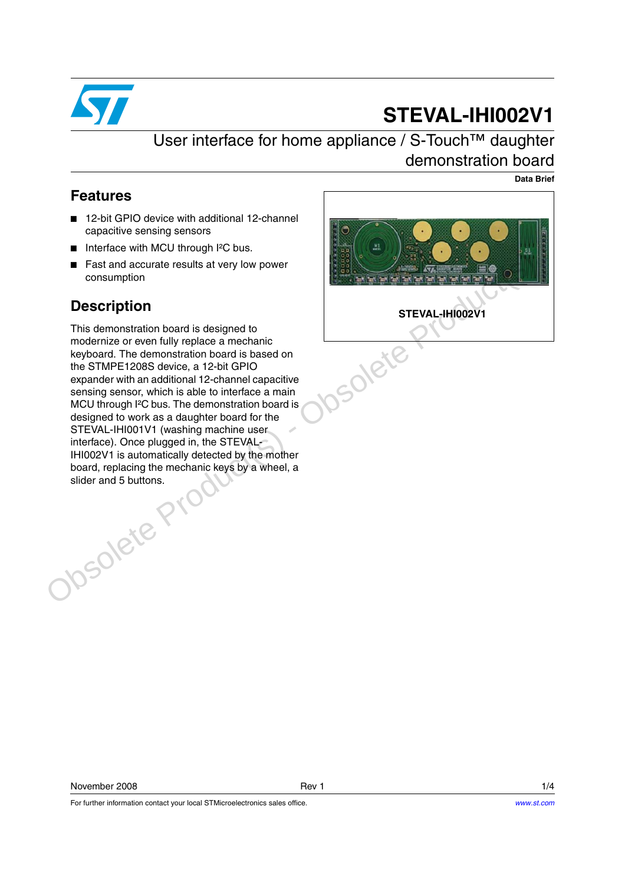# STEVAL-IHI002V1

## User interface for home appliance / S-Touch™ daughter demonstration board

**Data Brief**

## Features

- 12-bit GPIO device with additional 12-channel capacitive sensing sensors
- Interface with MCU through I²C bus.
- Fast and accurate results at very low power consumption

**STEVAL-IHI002V1**

## Description

This demonstration board is designed to modernize or even fully replace a mechanic keyboard. The demonstration board is based on the STMPE1208S device, a 12-bit GPIO expander with an additional 12-channel capacitive sensing sensor, which is able to interface a main MCU through I²C bus. The demonstration board is designed to work as a daughter board for the STEVAL-IHI001V1 (washing machine user interface). Once plugged in, the STEVAL-IHI002V1 is automatically detected by the mother board, replacing the mechanic keys by a wheel, a slider and 5 buttons.

November 2008 Rev 1

For further information contact your local STMicroelectronics sales office.

www.st.com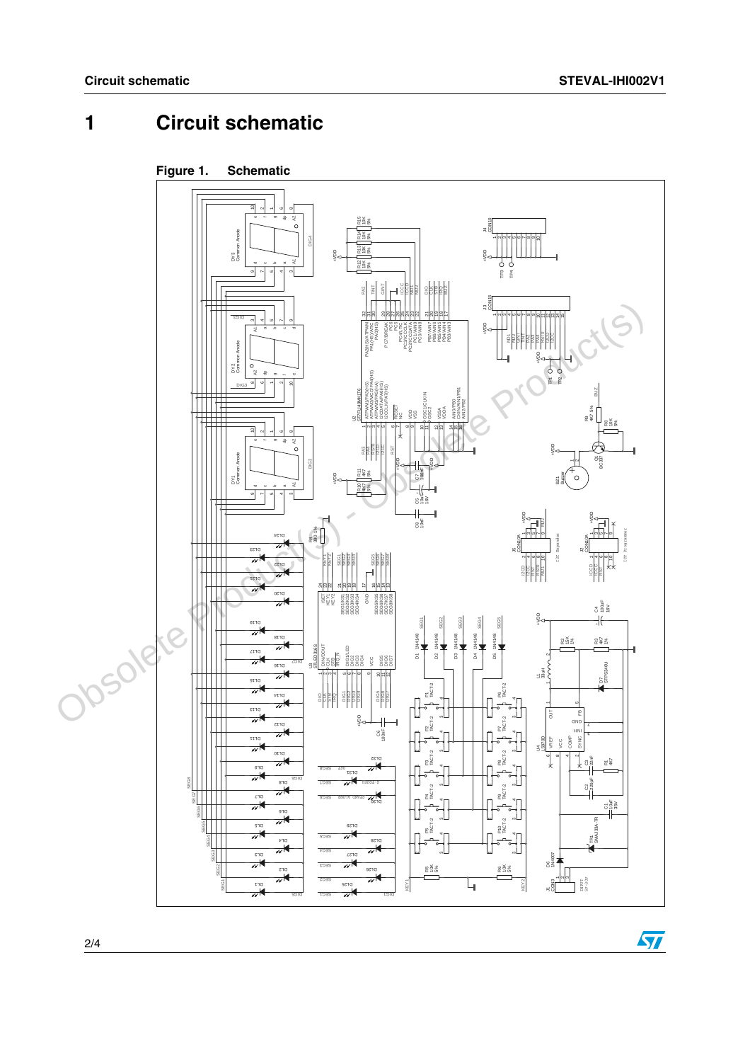# 1 Circuit schematic

**Figure 1. Schematic**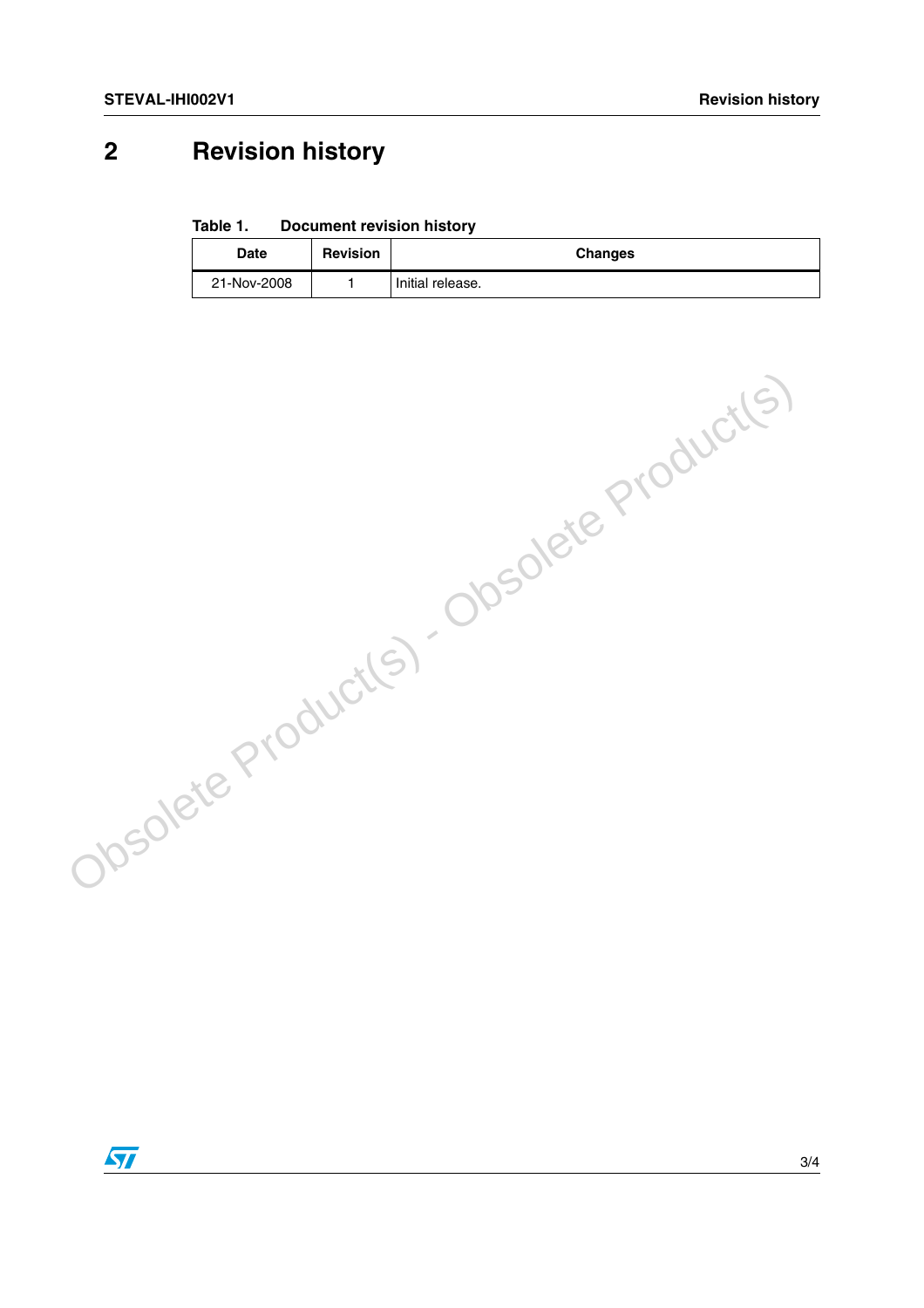## 2 Revision history

Table 1. Document revision history

| Date | Revision | Changes |
|---|---|---|
| 21-Nov-2008 | 1 | Initial release. |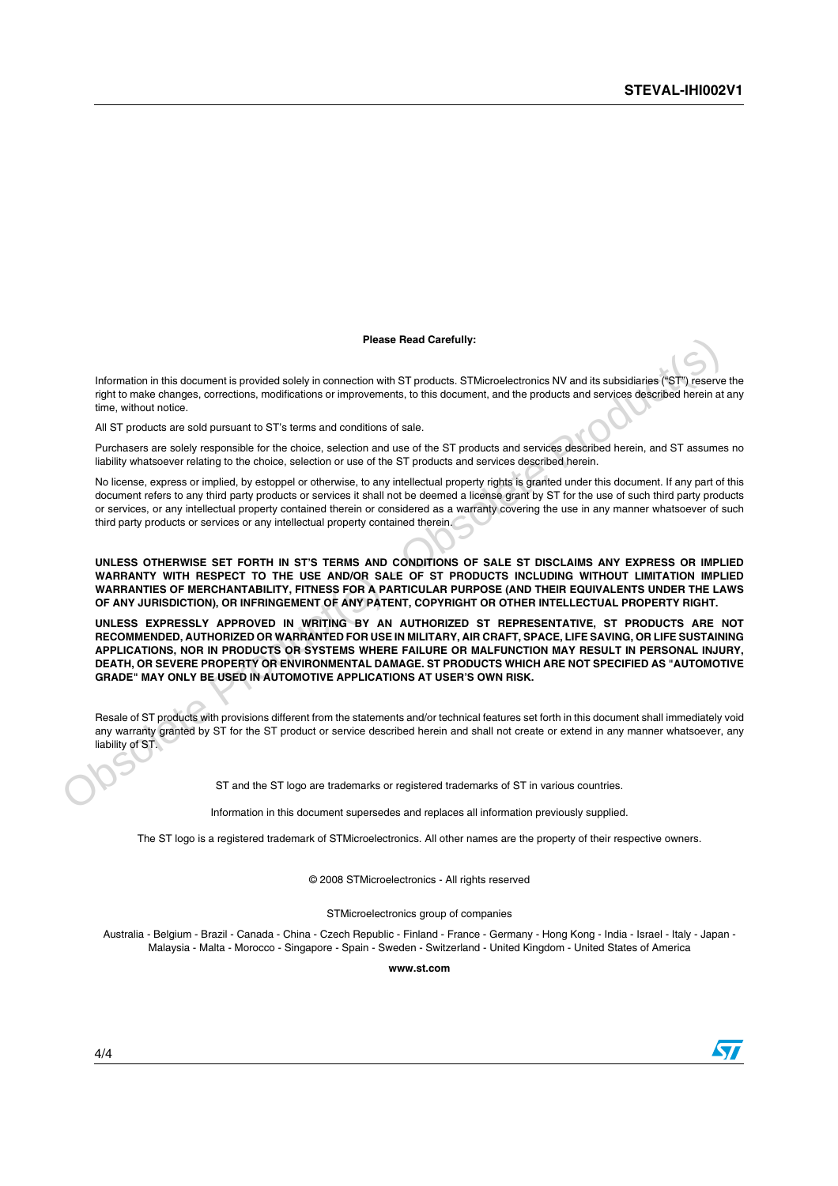**Please Read Carefully:**

Information in this document is provided solely in connection with ST products. STMicroelectronics NV and its subsidiaries ("ST") reserve the right to make changes, corrections, modifications or improvements, to this document, and the products and services described herein at any time, without notice.

All ST products are sold pursuant to ST's terms and conditions of sale.

Purchasers are solely responsible for the choice, selection and use of the ST products and services described herein, and ST assumes no liability whatsoever relating to the choice, selection or use of the ST products and services described herein.

No license, express or implied, by estoppel or otherwise, to any intellectual property rights is granted under this document. If any part of this document refers to any third party products or services it shall not be deemed a license grant by ST for the use of such third party products or services, or any intellectual property contained therein or considered as a warranty covering the use in any manner whatsoever of such third party products or services or any intellectual property contained therein.

**UNLESS OTHERWISE SET FORTH IN ST'S TERMS AND CONDITIONS OF SALE ST DISCLAIMS ANY EXPRESS OR IMPLIED WARRANTY WITH RESPECT TO THE USE AND/OR SALE OF ST PRODUCTS INCLUDING WITHOUT LIMITATION IMPLIED WARRANTIES OF MERCHANTABILITY, FITNESS FOR A PARTICULAR PURPOSE (AND THEIR EQUIVALENTS UNDER THE LAWS OF ANY JURISDICTION), OR INFRINGEMENT OF ANY PATENT, COPYRIGHT OR OTHER INTELLECTUAL PROPERTY RIGHT.**

**UNLESS EXPRESSLY APPROVED IN WRITING BY AN AUTHORIZED ST REPRESENTATIVE, ST PRODUCTS ARE NOT RECOMMENDED, AUTHORIZED OR WARRANTED FOR USE IN MILITARY, AIR CRAFT, SPACE, LIFE SAVING, OR LIFE SUSTAINING APPLICATIONS, NOR IN PRODUCTS OR SYSTEMS WHERE FAILURE OR MALFUNCTION MAY RESULT IN PERSONAL INJURY, DEATH, OR SEVERE PROPERTY OR ENVIRONMENTAL DAMAGE. ST PRODUCTS WHICH ARE NOT SPECIFIED AS "AUTOMOTIVE GRADE" MAY ONLY BE USED IN AUTOMOTIVE APPLICATIONS AT USER'S OWN RISK.**

Resale of ST products with provisions different from the statements and/or technical features set forth in this document shall immediately void any warranty granted by ST for the ST product or service described herein and shall not create or extend in any manner whatsoever, any liability of ST.

ST and the ST logo are trademarks or registered trademarks of ST in various countries.

Information in this document supersedes and replaces all information previously supplied.

The ST logo is a registered trademark of STMicroelectronics. All other names are the property of their respective owners.

© 2008 STMicroelectronics - All rights reserved

STMicroelectronics group of companies

Australia - Belgium - Brazil - Canada - China - Czech Republic - Finland - France - Germany - Hong Kong - India - Israel - Italy - Japan - Malaysia - Malta - Morocco - Singapore - Spain - Sweden - Switzerland - United Kingdom - United States of America

**www.st.com**